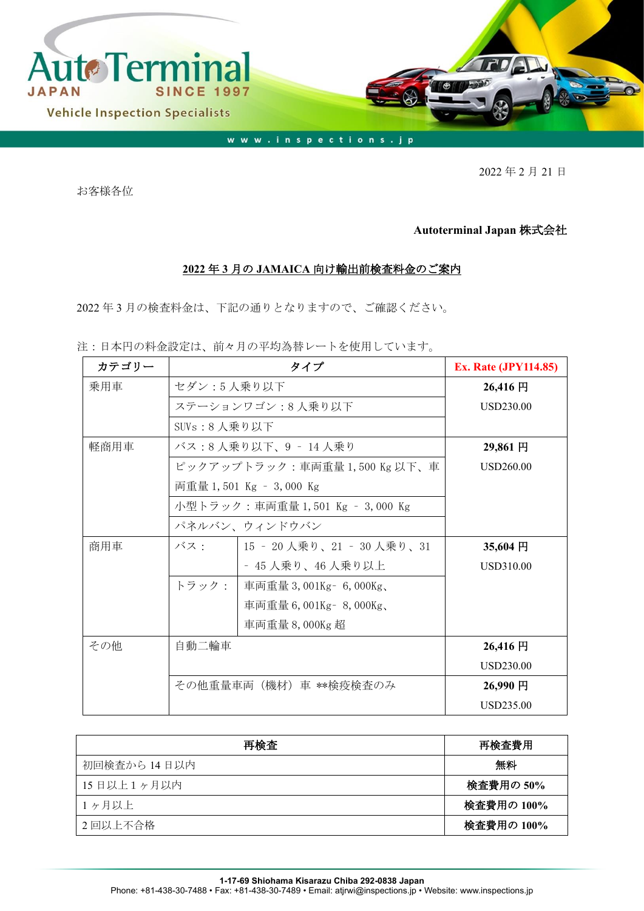AutoTerminal JAPAN SINCE 1997

Vehicle Inspection Specialists

www.inspections.jp

2022 年 2 月 21 日

お客様各位

**Autoterminal Japan 株式会社**

## 2022 年 3 月の JAMAICA 向け輸出前検査料金のご案内

2022 年 3 月の検査料金は、下記の通りとなりますので、ご確認ください。

注：日本円の料金設定は、前々月の平均為替レートを使用しています。

| カテゴリー | タイプ | | Ex. Rate (JPY114.85) |
|---|---|---|---|
| 乗用車 | セダン：5 人乗り以下 | | **26,416 円** USD230.00 |
| | ステーションワゴン：8 人乗り以下 | | |
| | SUVs：8 人乗り以下 | | |
| 軽商用車 | バス：8 人乗り以下、9 – 14 人乗り | | **29,861 円** USD260.00 |
| | ピックアップトラック：車両重量 1,500 Kg 以下、車両重量 1,501 Kg – 3,000 Kg | | |
| | 小型トラック：車両重量 1,501 Kg – 3,000 Kg | | |
| | パネルバン、ウィンドウバン | | |
| 商用車 | バス： | 15 – 20 人乗り、21 – 30 人乗り、31 – 45 人乗り、46 人乗り以上 | **35,604 円** USD310.00 |
| | トラック： | 車両重量 3,001Kg– 6,000Kg、車両重量 6,001Kg– 8,000Kg、車両重量 8,000Kg 超 | |
| その他 | 自動二輪車 | | **26,416 円** USD230.00 |
| | その他重量車両（機材）車 **検疫検査のみ | | **26,990 円** USD235.00 |

| 再検査 | 再検査費用 |
|---|---|
| 初回検査から 14 日以内 | **無料** |
| 15 日以上 1 ヶ月以内 | **検査費用の 50%** |
| 1 ヶ月以上 | **検査費用の 100%** |
| 2 回以上不合格 | **検査費用の 100%** |

**1-17-69 Shiohama Kisarazu Chiba 292-0838 Japan**
Phone: +81-438-30-7488 • Fax: +81-438-30-7489 • Email: atjrwi@inspections.jp • Website: www.inspections.jp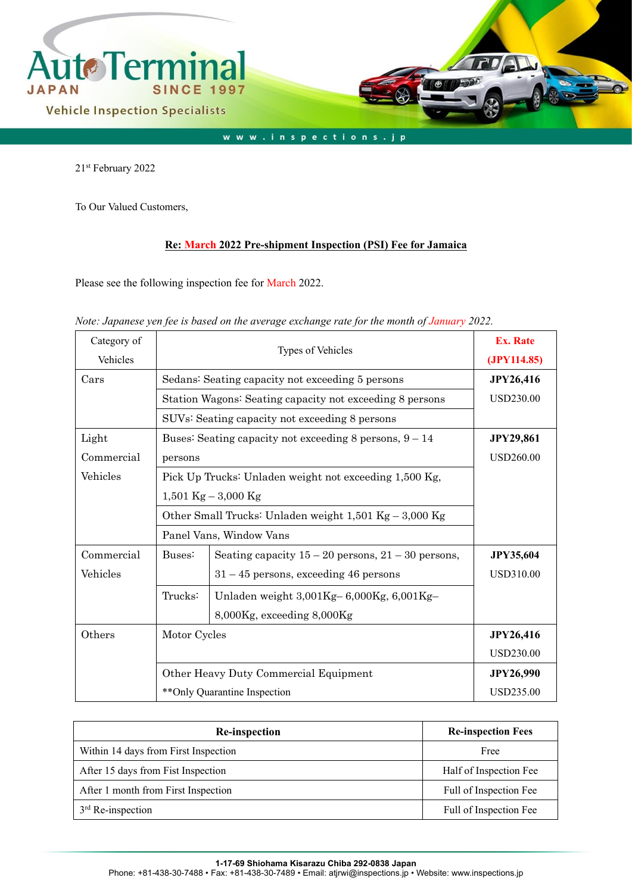21st February 2022

To Our Valued Customers,

**Re: March 2022 Pre-shipment Inspection (PSI) Fee for Jamaica**

Please see the following inspection fee for March 2022.

*Note: Japanese yen fee is based on the average exchange rate for the month of January 2022.*

| Category of Vehicles | Types of Vehicles | | Ex. Rate (JPY114.85) |
|---|---|---|---|
| Cars | Sedans: Seating capacity not exceeding 5 persons | | **JPY26,416** USD230.00 |
| | Station Wagons: Seating capacity not exceeding 8 persons | | |
| | SUVs: Seating capacity not exceeding 8 persons | | |
| Light Commercial Vehicles | Buses: Seating capacity not exceeding 8 persons, 9 – 14 persons | | **JPY29,861** USD260.00 |
| | Pick Up Trucks: Unladen weight not exceeding 1,500 Kg, 1,501 Kg – 3,000 Kg | | |
| | Other Small Trucks: Unladen weight 1,501 Kg – 3,000 Kg | | |
| | Panel Vans, Window Vans | | |
| Commercial Vehicles | Buses: | Seating capacity 15 – 20 persons, 21 – 30 persons, 31 – 45 persons, exceeding 46 persons | **JPY35,604** USD310.00 |
| | Trucks: | Unladen weight 3,001Kg– 6,000Kg, 6,001Kg– 8,000Kg, exceeding 8,000Kg | |
| Others | Motor Cycles | | **JPY26,416** USD230.00 |
| | Other Heavy Duty Commercial Equipment **Only Quarantine Inspection | | **JPY26,990** USD235.00 |

| Re-inspection | Re-inspection Fees |
|---|---|
| Within 14 days from First Inspection | Free |
| After 15 days from Fist Inspection | Half of Inspection Fee |
| After 1 month from First Inspection | Full of Inspection Fee |
| 3rd Re-inspection | Full of Inspection Fee |

**1-17-69 Shiohama Kisarazu Chiba 292-0838 Japan**
Phone: +81-438-30-7488 • Fax: +81-438-30-7489 • Email: atjrwi@inspections.jp • Website: www.inspections.jp